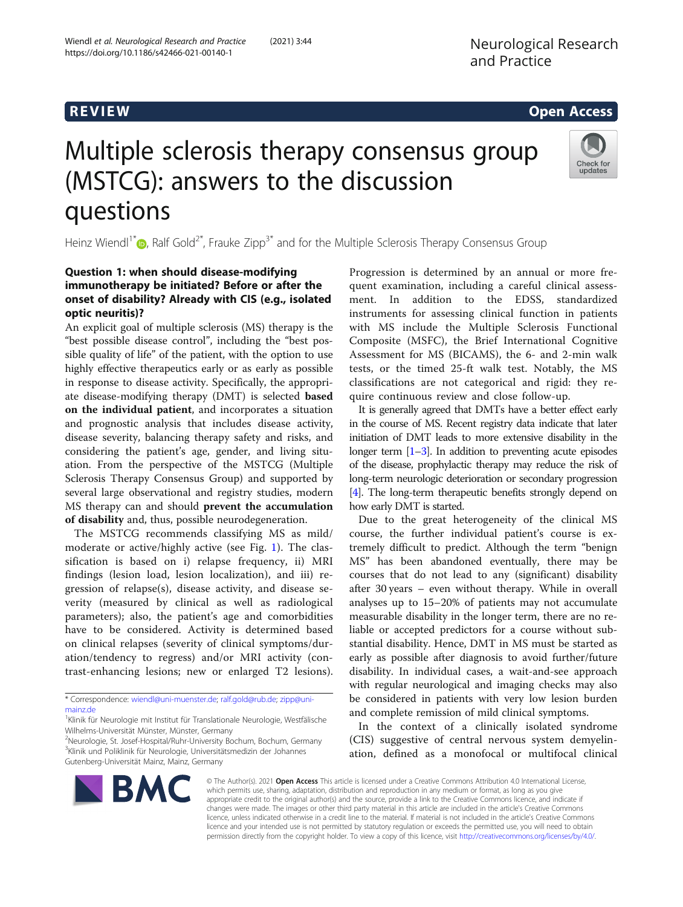REVIEW

Open Access

# Multiple sclerosis therapy consensus group (MSTCG): answers to the discussion questions

Heinz Wiendl[1*], Ralf Gold[2*], Frauke Zipp[3*] and for the Multiple Sclerosis Therapy Consensus Group

## Question 1: when should disease-modifying immunotherapy be initiated? Before or after the onset of disability? Already with CIS (e.g., isolated optic neuritis)?

An explicit goal of multiple sclerosis (MS) therapy is the "best possible disease control", including the "best possible quality of life" of the patient, with the option to use highly effective therapeutics early or as early as possible in response to disease activity. Specifically, the appropriate disease-modifying therapy (DMT) is selected **based on the individual patient**, and incorporates a situation and prognostic analysis that includes disease activity, disease severity, balancing therapy safety and risks, and considering the patient's age, gender, and living situation. From the perspective of the MSTCG (Multiple Sclerosis Therapy Consensus Group) and supported by several large observational and registry studies, modern MS therapy can and should **prevent the accumulation of disability** and, thus, possible neurodegeneration.

The MSTCG recommends classifying MS as mild/moderate or active/highly active (see Fig. 1). The classification is based on i) relapse frequency, ii) MRI findings (lesion load, lesion localization), and iii) regression of relapse(s), disease activity, and disease severity (measured by clinical as well as radiological parameters); also, the patient's age and comorbidities have to be considered. Activity is determined based on clinical relapses (severity of clinical symptoms/duration/tendency to regress) and/or MRI activity (contrast-enhancing lesions; new or enlarged T2 lesions). Progression is determined by an annual or more frequent examination, including a careful clinical assessment. In addition to the EDSS, standardized instruments for assessing clinical function in patients with MS include the Multiple Sclerosis Functional Composite (MSFC), the Brief International Cognitive Assessment for MS (BICAMS), the 6- and 2-min walk tests, or the timed 25-ft walk test. Notably, the MS classifications are not categorical and rigid: they require continuous review and close follow-up.

It is generally agreed that DMTs have a better effect early in the course of MS. Recent registry data indicate that later initiation of DMT leads to more extensive disability in the longer term [1–3]. In addition to preventing acute episodes of the disease, prophylactic therapy may reduce the risk of long-term neurologic deterioration or secondary progression [4]. The long-term therapeutic benefits strongly depend on how early DMT is started.

Due to the great heterogeneity of the clinical MS course, the further individual patient's course is extremely difficult to predict. Although the term "benign MS" has been abandoned eventually, there may be courses that do not lead to any (significant) disability after 30 years – even without therapy. While in overall analyses up to 15–20% of patients may not accumulate measurable disability in the longer term, there are no reliable or accepted predictors for a course without substantial disability. Hence, DMT in MS must be started as early as possible after diagnosis to avoid further/future disability. In individual cases, a wait-and-see approach with regular neurological and imaging checks may also be considered in patients with very low lesion burden and complete remission of mild clinical symptoms.

In the context of a clinically isolated syndrome (CIS) suggestive of central nervous system demyelination, defined as a monofocal or multifocal clinical

* Correspondence: wiendl@uni-muenster.de; ralf.gold@rub.de; zipp@uni-mainz.de

[1]Klinik für Neurologie mit Institut für Translationale Neurologie, Westfälische Wilhelms-Universität Münster, Münster, Germany

[2]Neurologie, St. Josef-Hospital/Ruhr-University Bochum, Bochum, Germany

[3]Klinik und Poliklinik für Neurologie, Universitätsmedizin der Johannes Gutenberg-Universität Mainz, Mainz, Germany

© The Author(s). 2021 **Open Access** This article is licensed under a Creative Commons Attribution 4.0 International License, which permits use, sharing, adaptation, distribution and reproduction in any medium or format, as long as you give appropriate credit to the original author(s) and the source, provide a link to the Creative Commons licence, and indicate if changes were made. The images or other third party material in this article are included in the article's Creative Commons licence, unless indicated otherwise in a credit line to the material. If material is not included in the article's Creative Commons licence and your intended use is not permitted by statutory regulation or exceeds the permitted use, you will need to obtain permission directly from the copyright holder. To view a copy of this licence, visit http://creativecommons.org/licenses/by/4.0/.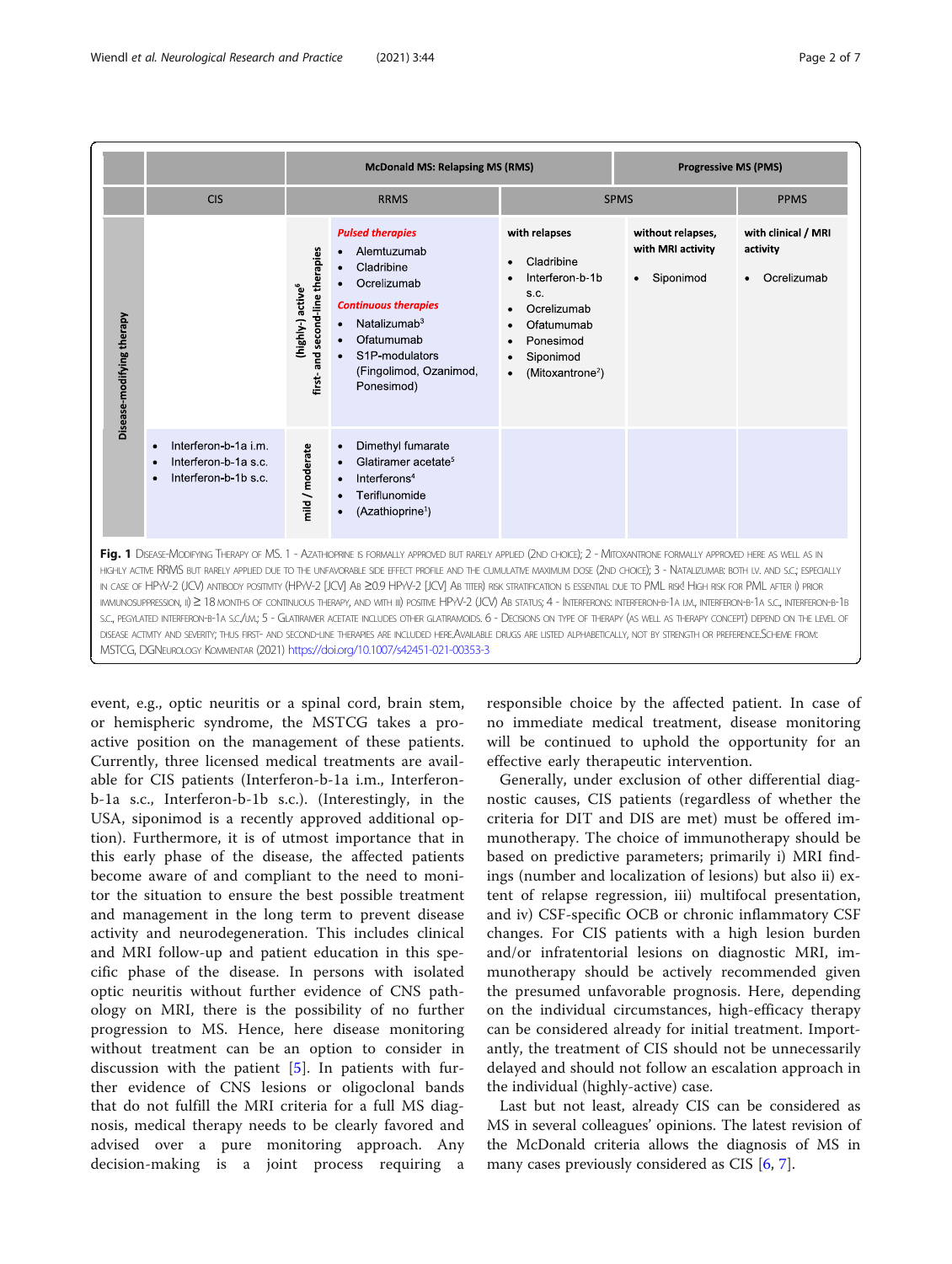|  | CIS | RRMS |  | SPMS |  | PPMS |
|---|---|---|---|---|---|---|
|  |  | McDonald MS: Relapsing MS (RMS) |  |  |  | Progressive MS (PMS) |
| Disease-modifying therapy |  | (highly-) active[6] first- and second-line therapies | ***Pulsed therapies*** • Alemtuzumab • Cladribine • Ocrelizumab ***Continuous therapies*** • Natalizumab[3] • Ofatumumab • S1P-modulators (Fingolimod, Ozanimod, Ponesimod) | **with relapses** • Cladribine • Interferon-b-1b s.c. • Ocrelizumab • Ofatumumab • Ponesimod • Siponimod • (Mitoxantrone[2]) | **without relapses, with MRI activity** • Siponimod | **with clinical / MRI activity** • Ocrelizumab |
|  | • Interferon-b-1a i.m. • Interferon-b-1a s.c. • Interferon-b-1b s.c. | mild / moderate | • Dimethyl fumarate • Glatiramer acetate[5] • Interferons[4] • Teriflunomide • (Azathioprine[1]) |  |  |  |

**Fig. 1** Disease-Modifying Therapy of MS. 1 - Azathioprine is formally approved but rarely applied (2nd choice); 2 - Mitoxantrone formally approved here as well as in highly active RRMS but rarely applied due to the unfavorable side effect profile and the cumulative maximum dose (2nd choice); 3 - Natalizumab: both i.v. and s.c.; especially in case of HPyV-2 (JCV) antibody positivity (HPyV-2 [JCV] Ab ≥0.9 HPyV-2 [JCV] Ab titer) risk stratification is essential due to PML risk! High risk for PML after i) prior immunosuppression, ii) ≥ 18 months of continuous therapy, and with iii) positive HPyV-2 (JCV) Ab status; 4 - Interferons: interferon-b-1a i.m., interferon-b-1a s.c., interferon-b-1b s.c., pegylated interferon-b-1a s.c./i.m.; 5 - Glatiramer acetate includes other glatiramoids. 6 - Decisions on type of therapy (as well as therapy concept) depend on the level of disease activity and severity; thus first- and second-line therapies are included here.Available drugs are listed alphabetically, not by strength or preference.Scheme from: MSTCG, DGNeurology Kommentar (2021) https://doi.org/10.1007/s42451-021-00353-3

event, e.g., optic neuritis or a spinal cord, brain stem, or hemispheric syndrome, the MSTCG takes a proactive position on the management of these patients. Currently, three licensed medical treatments are available for CIS patients (Interferon-b-1a i.m., Interferon-b-1a s.c., Interferon-b-1b s.c.). (Interestingly, in the USA, siponimod is a recently approved additional option). Furthermore, it is of utmost importance that in this early phase of the disease, the affected patients become aware of and compliant to the need to monitor the situation to ensure the best possible treatment and management in the long term to prevent disease activity and neurodegeneration. This includes clinical and MRI follow-up and patient education in this specific phase of the disease. In persons with isolated optic neuritis without further evidence of CNS pathology on MRI, there is the possibility of no further progression to MS. Hence, here disease monitoring without treatment can be an option to consider in discussion with the patient [5]. In patients with further evidence of CNS lesions or oligoclonal bands that do not fulfill the MRI criteria for a full MS diagnosis, medical therapy needs to be clearly favored and advised over a pure monitoring approach. Any decision-making is a joint process requiring a responsible choice by the affected patient. In case of no immediate medical treatment, disease monitoring will be continued to uphold the opportunity for an effective early therapeutic intervention.

Generally, under exclusion of other differential diagnostic causes, CIS patients (regardless of whether the criteria for DIT and DIS are met) must be offered immunotherapy. The choice of immunotherapy should be based on predictive parameters; primarily i) MRI findings (number and localization of lesions) but also ii) extent of relapse regression, iii) multifocal presentation, and iv) CSF-specific OCB or chronic inflammatory CSF changes. For CIS patients with a high lesion burden and/or infratentorial lesions on diagnostic MRI, immunotherapy should be actively recommended given the presumed unfavorable prognosis. Here, depending on the individual circumstances, high-efficacy therapy can be considered already for initial treatment. Importantly, the treatment of CIS should not be unnecessarily delayed and should not follow an escalation approach in the individual (highly-active) case.

Last but not least, already CIS can be considered as MS in several colleagues' opinions. The latest revision of the McDonald criteria allows the diagnosis of MS in many cases previously considered as CIS [6, 7].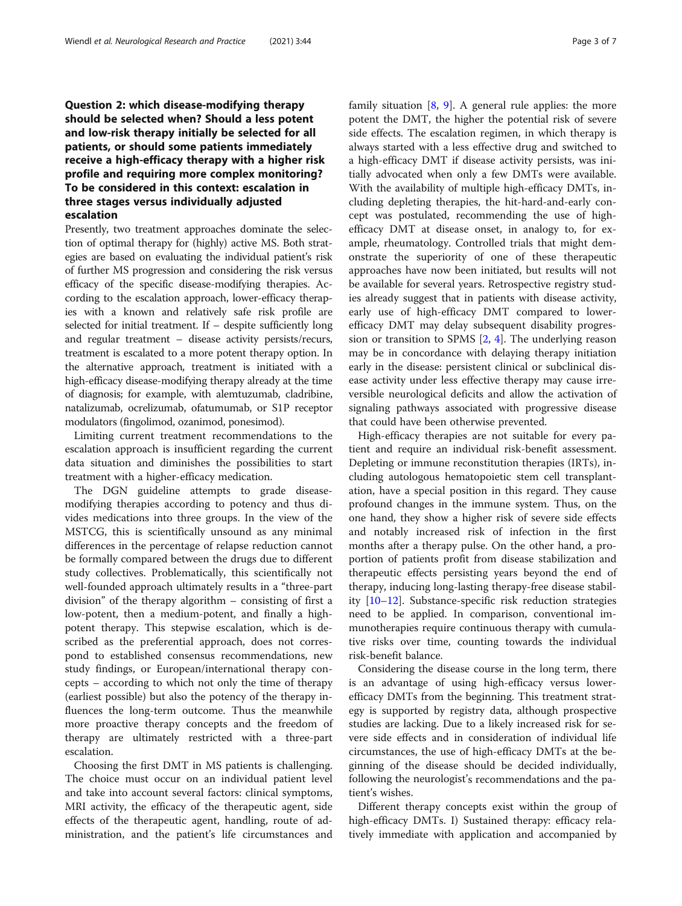### Question 2: which disease-modifying therapy should be selected when? Should a less potent and low-risk therapy initially be selected for all patients, or should some patients immediately receive a high-efficacy therapy with a higher risk profile and requiring more complex monitoring? To be considered in this context: escalation in three stages versus individually adjusted escalation

Presently, two treatment approaches dominate the selection of optimal therapy for (highly) active MS. Both strategies are based on evaluating the individual patient's risk of further MS progression and considering the risk versus efficacy of the specific disease-modifying therapies. According to the escalation approach, lower-efficacy therapies with a known and relatively safe risk profile are selected for initial treatment. If – despite sufficiently long and regular treatment – disease activity persists/recurs, treatment is escalated to a more potent therapy option. In the alternative approach, treatment is initiated with a high-efficacy disease-modifying therapy already at the time of diagnosis; for example, with alemtuzumab, cladribine, natalizumab, ocrelizumab, ofatumumab, or S1P receptor modulators (fingolimod, ozanimod, ponesimod).

Limiting current treatment recommendations to the escalation approach is insufficient regarding the current data situation and diminishes the possibilities to start treatment with a higher-efficacy medication.

The DGN guideline attempts to grade disease-modifying therapies according to potency and thus divides medications into three groups. In the view of the MSTCG, this is scientifically unsound as any minimal differences in the percentage of relapse reduction cannot be formally compared between the drugs due to different study collectives. Problematically, this scientifically not well-founded approach ultimately results in a "three-part division" of the therapy algorithm – consisting of first a low-potent, then a medium-potent, and finally a high-potent therapy. This stepwise escalation, which is described as the preferential approach, does not correspond to established consensus recommendations, new study findings, or European/international therapy concepts – according to which not only the time of therapy (earliest possible) but also the potency of the therapy influences the long-term outcome. Thus the meanwhile more proactive therapy concepts and the freedom of therapy are ultimately restricted with a three-part escalation.

Choosing the first DMT in MS patients is challenging. The choice must occur on an individual patient level and take into account several factors: clinical symptoms, MRI activity, the efficacy of the therapeutic agent, side effects of the therapeutic agent, handling, route of administration, and the patient's life circumstances and family situation [8, 9]. A general rule applies: the more potent the DMT, the higher the potential risk of severe side effects. The escalation regimen, in which therapy is always started with a less effective drug and switched to a high-efficacy DMT if disease activity persists, was initially advocated when only a few DMTs were available. With the availability of multiple high-efficacy DMTs, including depleting therapies, the hit-hard-and-early concept was postulated, recommending the use of high-efficacy DMT at disease onset, in analogy to, for example, rheumatology. Controlled trials that might demonstrate the superiority of one of these therapeutic approaches have now been initiated, but results will not be available for several years. Retrospective registry studies already suggest that in patients with disease activity, early use of high-efficacy DMT compared to lower-efficacy DMT may delay subsequent disability progression or transition to SPMS [2, 4]. The underlying reason may be in concordance with delaying therapy initiation early in the disease: persistent clinical or subclinical disease activity under less effective therapy may cause irreversible neurological deficits and allow the activation of signaling pathways associated with progressive disease that could have been otherwise prevented.

High-efficacy therapies are not suitable for every patient and require an individual risk-benefit assessment. Depleting or immune reconstitution therapies (IRTs), including autologous hematopoietic stem cell transplantation, have a special position in this regard. They cause profound changes in the immune system. Thus, on the one hand, they show a higher risk of severe side effects and notably increased risk of infection in the first months after a therapy pulse. On the other hand, a proportion of patients profit from disease stabilization and therapeutic effects persisting years beyond the end of therapy, inducing long-lasting therapy-free disease stability [10–12]. Substance-specific risk reduction strategies need to be applied. In comparison, conventional immunotherapies require continuous therapy with cumulative risks over time, counting towards the individual risk-benefit balance.

Considering the disease course in the long term, there is an advantage of using high-efficacy versus lower-efficacy DMTs from the beginning. This treatment strategy is supported by registry data, although prospective studies are lacking. Due to a likely increased risk for severe side effects and in consideration of individual life circumstances, the use of high-efficacy DMTs at the beginning of the disease should be decided individually, following the neurologist's recommendations and the patient's wishes.

Different therapy concepts exist within the group of high-efficacy DMTs. I) Sustained therapy: efficacy relatively immediate with application and accompanied by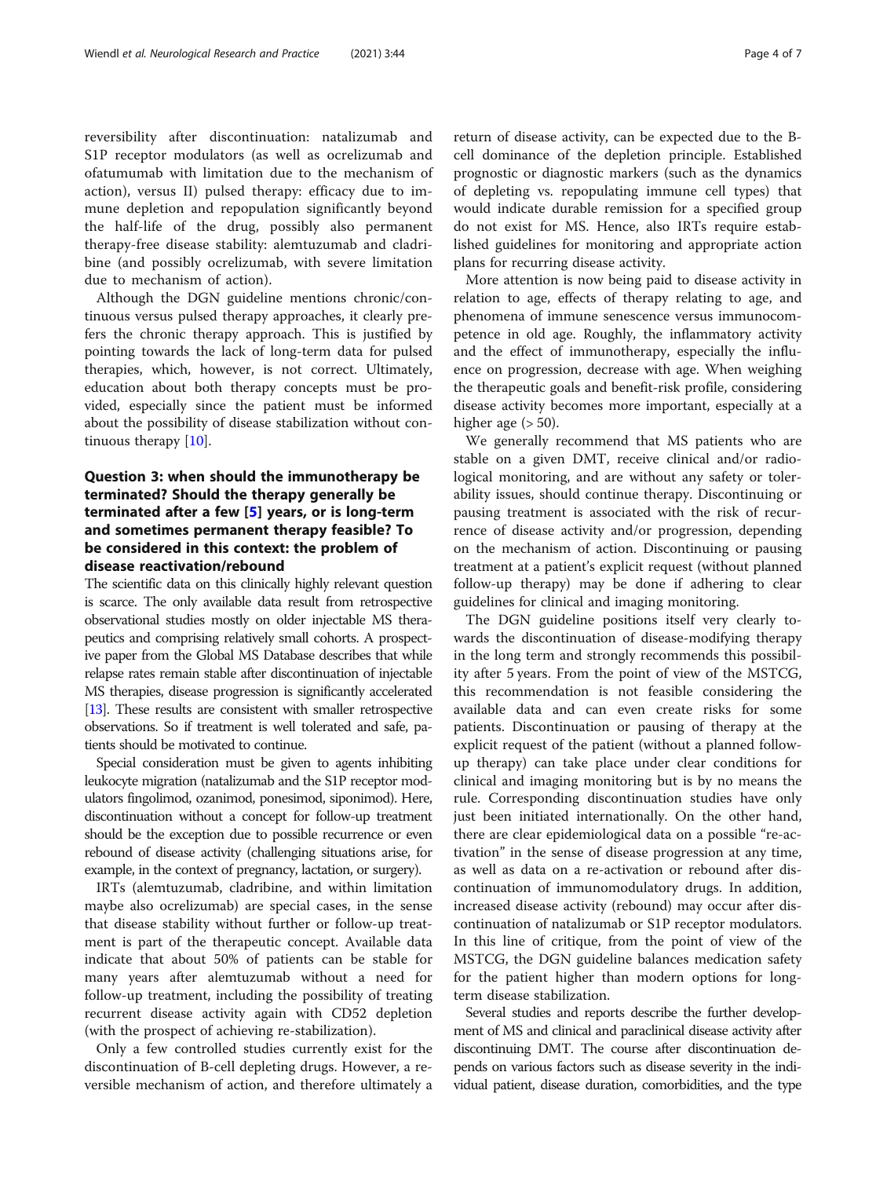reversibility after discontinuation: natalizumab and S1P receptor modulators (as well as ocrelizumab and ofatumumab with limitation due to the mechanism of action), versus II) pulsed therapy: efficacy due to immune depletion and repopulation significantly beyond the half-life of the drug, possibly also permanent therapy-free disease stability: alemtuzumab and cladribine (and possibly ocrelizumab, with severe limitation due to mechanism of action).

Although the DGN guideline mentions chronic/continuous versus pulsed therapy approaches, it clearly prefers the chronic therapy approach. This is justified by pointing towards the lack of long-term data for pulsed therapies, which, however, is not correct. Ultimately, education about both therapy concepts must be provided, especially since the patient must be informed about the possibility of disease stabilization without continuous therapy [10].

## Question 3: when should the immunotherapy be terminated? Should the therapy generally be terminated after a few [5] years, or is long-term and sometimes permanent therapy feasible? To be considered in this context: the problem of disease reactivation/rebound

The scientific data on this clinically highly relevant question is scarce. The only available data result from retrospective observational studies mostly on older injectable MS therapeutics and comprising relatively small cohorts. A prospective paper from the Global MS Database describes that while relapse rates remain stable after discontinuation of injectable MS therapies, disease progression is significantly accelerated [13]. These results are consistent with smaller retrospective observations. So if treatment is well tolerated and safe, patients should be motivated to continue.

Special consideration must be given to agents inhibiting leukocyte migration (natalizumab and the S1P receptor modulators fingolimod, ozanimod, ponesimod, siponimod). Here, discontinuation without a concept for follow-up treatment should be the exception due to possible recurrence or even rebound of disease activity (challenging situations arise, for example, in the context of pregnancy, lactation, or surgery).

IRTs (alemtuzumab, cladribine, and within limitation maybe also ocrelizumab) are special cases, in the sense that disease stability without further or follow-up treatment is part of the therapeutic concept. Available data indicate that about 50% of patients can be stable for many years after alemtuzumab without a need for follow-up treatment, including the possibility of treating recurrent disease activity again with CD52 depletion (with the prospect of achieving re-stabilization).

Only a few controlled studies currently exist for the discontinuation of B-cell depleting drugs. However, a reversible mechanism of action, and therefore ultimately a return of disease activity, can be expected due to the B-cell dominance of the depletion principle. Established prognostic or diagnostic markers (such as the dynamics of depleting vs. repopulating immune cell types) that would indicate durable remission for a specified group do not exist for MS. Hence, also IRTs require established guidelines for monitoring and appropriate action plans for recurring disease activity.

More attention is now being paid to disease activity in relation to age, effects of therapy relating to age, and phenomena of immune senescence versus immunocompetence in old age. Roughly, the inflammatory activity and the effect of immunotherapy, especially the influence on progression, decrease with age. When weighing the therapeutic goals and benefit-risk profile, considering disease activity becomes more important, especially at a higher age (> 50).

We generally recommend that MS patients who are stable on a given DMT, receive clinical and/or radiological monitoring, and are without any safety or tolerability issues, should continue therapy. Discontinuing or pausing treatment is associated with the risk of recurrence of disease activity and/or progression, depending on the mechanism of action. Discontinuing or pausing treatment at a patient's explicit request (without planned follow-up therapy) may be done if adhering to clear guidelines for clinical and imaging monitoring.

The DGN guideline positions itself very clearly towards the discontinuation of disease-modifying therapy in the long term and strongly recommends this possibility after 5 years. From the point of view of the MSTCG, this recommendation is not feasible considering the available data and can even create risks for some patients. Discontinuation or pausing of therapy at the explicit request of the patient (without a planned follow-up therapy) can take place under clear conditions for clinical and imaging monitoring but is by no means the rule. Corresponding discontinuation studies have only just been initiated internationally. On the other hand, there are clear epidemiological data on a possible "re-activation" in the sense of disease progression at any time, as well as data on a re-activation or rebound after discontinuation of immunomodulatory drugs. In addition, increased disease activity (rebound) may occur after discontinuation of natalizumab or S1P receptor modulators. In this line of critique, from the point of view of the MSTCG, the DGN guideline balances medication safety for the patient higher than modern options for long-term disease stabilization.

Several studies and reports describe the further development of MS and clinical and paraclinical disease activity after discontinuing DMT. The course after discontinuation depends on various factors such as disease severity in the individual patient, disease duration, comorbidities, and the type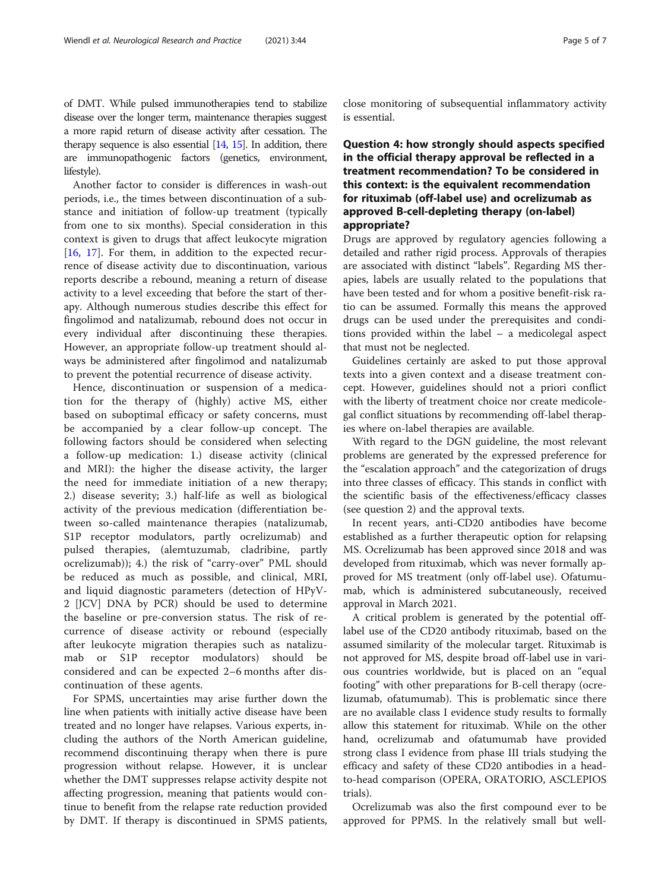of DMT. While pulsed immunotherapies tend to stabilize disease over the longer term, maintenance therapies suggest a more rapid return of disease activity after cessation. The therapy sequence is also essential [14, 15]. In addition, there are immunopathogenic factors (genetics, environment, lifestyle).

Another factor to consider is differences in wash-out periods, i.e., the times between discontinuation of a substance and initiation of follow-up treatment (typically from one to six months). Special consideration in this context is given to drugs that affect leukocyte migration [16, 17]. For them, in addition to the expected recurrence of disease activity due to discontinuation, various reports describe a rebound, meaning a return of disease activity to a level exceeding that before the start of therapy. Although numerous studies describe this effect for fingolimod and natalizumab, rebound does not occur in every individual after discontinuing these therapies. However, an appropriate follow-up treatment should always be administered after fingolimod and natalizumab to prevent the potential recurrence of disease activity.

Hence, discontinuation or suspension of a medication for the therapy of (highly) active MS, either based on suboptimal efficacy or safety concerns, must be accompanied by a clear follow-up concept. The following factors should be considered when selecting a follow-up medication: 1.) disease activity (clinical and MRI): the higher the disease activity, the larger the need for immediate initiation of a new therapy; 2.) disease severity; 3.) half-life as well as biological activity of the previous medication (differentiation between so-called maintenance therapies (natalizumab, S1P receptor modulators, partly ocrelizumab) and pulsed therapies, (alemtuzumab, cladribine, partly ocrelizumab)); 4.) the risk of "carry-over" PML should be reduced as much as possible, and clinical, MRI, and liquid diagnostic parameters (detection of HPyV-2 [JCV] DNA by PCR) should be used to determine the baseline or pre-conversion status. The risk of recurrence of disease activity or rebound (especially after leukocyte migration therapies such as natalizumab or S1P receptor modulators) should be considered and can be expected 2–6 months after discontinuation of these agents.

For SPMS, uncertainties may arise further down the line when patients with initially active disease have been treated and no longer have relapses. Various experts, including the authors of the North American guideline, recommend discontinuing therapy when there is pure progression without relapse. However, it is unclear whether the DMT suppresses relapse activity despite not affecting progression, meaning that patients would continue to benefit from the relapse rate reduction provided by DMT. If therapy is discontinued in SPMS patients, close monitoring of subsequential inflammatory activity is essential.

## Question 4: how strongly should aspects specified in the official therapy approval be reflected in a treatment recommendation? To be considered in this context: is the equivalent recommendation for rituximab (off-label use) and ocrelizumab as approved B-cell-depleting therapy (on-label) appropriate?

Drugs are approved by regulatory agencies following a detailed and rather rigid process. Approvals of therapies are associated with distinct "labels". Regarding MS therapies, labels are usually related to the populations that have been tested and for whom a positive benefit-risk ratio can be assumed. Formally this means the approved drugs can be used under the prerequisites and conditions provided within the label – a medicolegal aspect that must not be neglected.

Guidelines certainly are asked to put those approval texts into a given context and a disease treatment concept. However, guidelines should not a priori conflict with the liberty of treatment choice nor create medicolegal conflict situations by recommending off-label therapies where on-label therapies are available.

With regard to the DGN guideline, the most relevant problems are generated by the expressed preference for the "escalation approach" and the categorization of drugs into three classes of efficacy. This stands in conflict with the scientific basis of the effectiveness/efficacy classes (see question 2) and the approval texts.

In recent years, anti-CD20 antibodies have become established as a further therapeutic option for relapsing MS. Ocrelizumab has been approved since 2018 and was developed from rituximab, which was never formally approved for MS treatment (only off-label use). Ofatumumab, which is administered subcutaneously, received approval in March 2021.

A critical problem is generated by the potential off-label use of the CD20 antibody rituximab, based on the assumed similarity of the molecular target. Rituximab is not approved for MS, despite broad off-label use in various countries worldwide, but is placed on an "equal footing" with other preparations for B-cell therapy (ocrelizumab, ofatumumab). This is problematic since there are no available class I evidence study results to formally allow this statement for rituximab. While on the other hand, ocrelizumab and ofatumumab have provided strong class I evidence from phase III trials studying the efficacy and safety of these CD20 antibodies in a head-to-head comparison (OPERA, ORATORIO, ASCLEPIOS trials).

Ocrelizumab was also the first compound ever to be approved for PPMS. In the relatively small but well-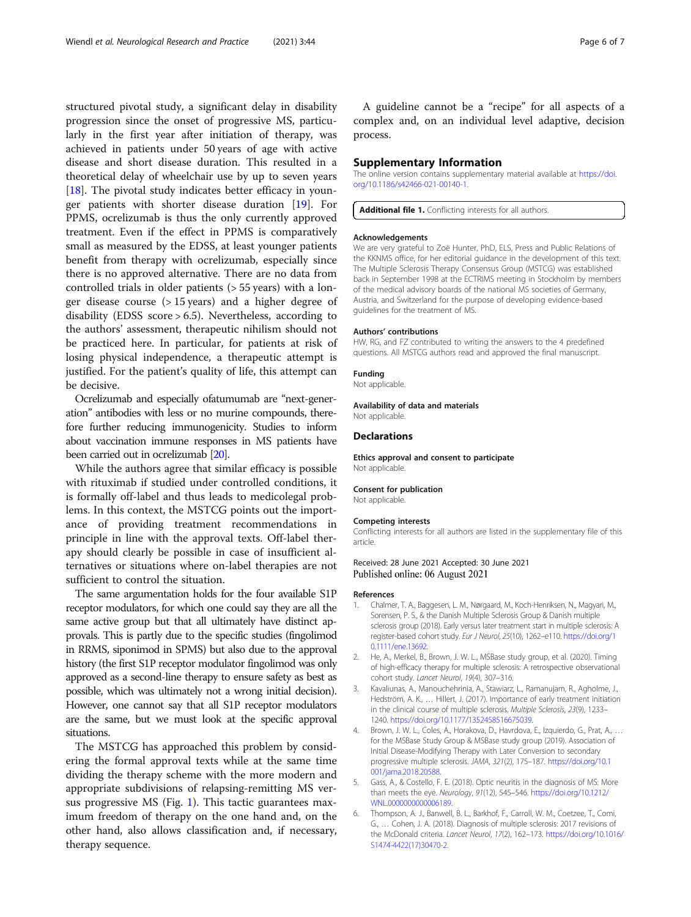structured pivotal study, a significant delay in disability progression since the onset of progressive MS, particularly in the first year after initiation of therapy, was achieved in patients under 50 years of age with active disease and short disease duration. This resulted in a theoretical delay of wheelchair use by up to seven years [18]. The pivotal study indicates better efficacy in younger patients with shorter disease duration [19]. For PPMS, ocrelizumab is thus the only currently approved treatment. Even if the effect in PPMS is comparatively small as measured by the EDSS, at least younger patients benefit from therapy with ocrelizumab, especially since there is no approved alternative. There are no data from controlled trials in older patients (> 55 years) with a longer disease course (> 15 years) and a higher degree of disability (EDSS score > 6.5). Nevertheless, according to the authors' assessment, therapeutic nihilism should not be practiced here. In particular, for patients at risk of losing physical independence, a therapeutic attempt is justified. For the patient's quality of life, this attempt can be decisive.

Ocrelizumab and especially ofatumumab are "next-generation" antibodies with less or no murine compounds, therefore further reducing immunogenicity. Studies to inform about vaccination immune responses in MS patients have been carried out in ocrelizumab [20].

While the authors agree that similar efficacy is possible with rituximab if studied under controlled conditions, it is formally off-label and thus leads to medicolegal problems. In this context, the MSTCG points out the importance of providing treatment recommendations in principle in line with the approval texts. Off-label therapy should clearly be possible in case of insufficient alternatives or situations where on-label therapies are not sufficient to control the situation.

The same argumentation holds for the four available S1P receptor modulators, for which one could say they are all the same active group but that all ultimately have distinct approvals. This is partly due to the specific studies (fingolimod in RRMS, siponimod in SPMS) but also due to the approval history (the first S1P receptor modulator fingolimod was only approved as a second-line therapy to ensure safety as best as possible, which was ultimately not a wrong initial decision). However, one cannot say that all S1P receptor modulators are the same, but we must look at the specific approval situations.

The MSTCG has approached this problem by considering the formal approval texts while at the same time dividing the therapy scheme with the more modern and appropriate subdivisions of relapsing-remitting MS versus progressive MS (Fig. 1). This tactic guarantees maximum freedom of therapy on the one hand and, on the other hand, also allows classification and, if necessary, therapy sequence.

A guideline cannot be a "recipe" for all aspects of a complex and, on an individual level adaptive, decision process.

## Supplementary Information

The online version contains supplementary material available at https://doi.org/10.1186/s42466-021-00140-1.

**Additional file 1.** Conflicting interests for all authors.

### Acknowledgements

We are very grateful to Zoë Hunter, PhD, ELS, Press and Public Relations of the KKNMS office, for her editorial guidance in the development of this text. The Multiple Sclerosis Therapy Consensus Group (MSTCG) was established back in September 1998 at the ECTRIMS meeting in Stockholm by members of the medical advisory boards of the national MS societies of Germany, Austria, and Switzerland for the purpose of developing evidence-based guidelines for the treatment of MS.

### Authors' contributions

HW, RG, and FZ contributed to writing the answers to the 4 predefined questions. All MSTCG authors read and approved the final manuscript.

### Funding

Not applicable.

### Availability of data and materials

Not applicable.

## Declarations

### Ethics approval and consent to participate

Not applicable.

### Consent for publication

Not applicable.

### Competing interests

Conflicting interests for all authors are listed in the supplementary file of this article.

Received: 28 June 2021 Accepted: 30 June 2021
Published online: 06 August 2021

### References

1. Chalmer, T. A., Baggesen, L. M., Nørgaard, M., Koch-Henriksen, N., Magyari, M., Sorensen, P. S., & the Danish Multiple Sclerosis Group & Danish multiple sclerosis group (2018). Early versus later treatment start in multiple sclerosis: A register-based cohort study. *Eur J Neurol*, *25*(10), 1262–e110. https://doi.org/10.1111/ene.13692.
2. He, A., Merkel, B., Brown, J. W. L., MSBase study group, et al. (2020). Timing of high-efficacy therapy for multiple sclerosis: A retrospective observational cohort study. *Lancet Neurol*, *19*(4), 307–316.
3. Kavaliunas, A., Manouchehrinia, A., Stawiarz, L., Ramanujam, R., Agholme, J., Hedström, A. K., … Hillert, J. (2017). Importance of early treatment initiation in the clinical course of multiple sclerosis. *Multiple Sclerosis*, *23*(9), 1233–1240. https://doi.org/10.1177/1352458516675039.
4. Brown, J. W. L., Coles, A., Horakova, D., Havrdova, E., Izquierdo, G., Prat, A., … for the MSBase Study Group & MSBase study group (2019). Association of Initial Disease-Modifying Therapy with Later Conversion to secondary progressive multiple sclerosis. *JAMA*, *321*(2), 175–187. https://doi.org/10.1001/jama.2018.20588.
5. Gass, A., & Costello, F. E. (2018). Optic neuritis in the diagnosis of MS: More than meets the eye. *Neurology*, *91*(12), 545–546. https://doi.org/10.1212/WNL.0000000000006189.
6. Thompson, A. J., Banwell, B. L., Barkhof, F., Carroll, W. M., Coetzee, T., Comi, G., … Cohen, J. A. (2018). Diagnosis of multiple sclerosis: 2017 revisions of the McDonald criteria. *Lancet Neurol*, *17*(2), 162–173. https://doi.org/10.1016/S1474-4422(17)30470-2.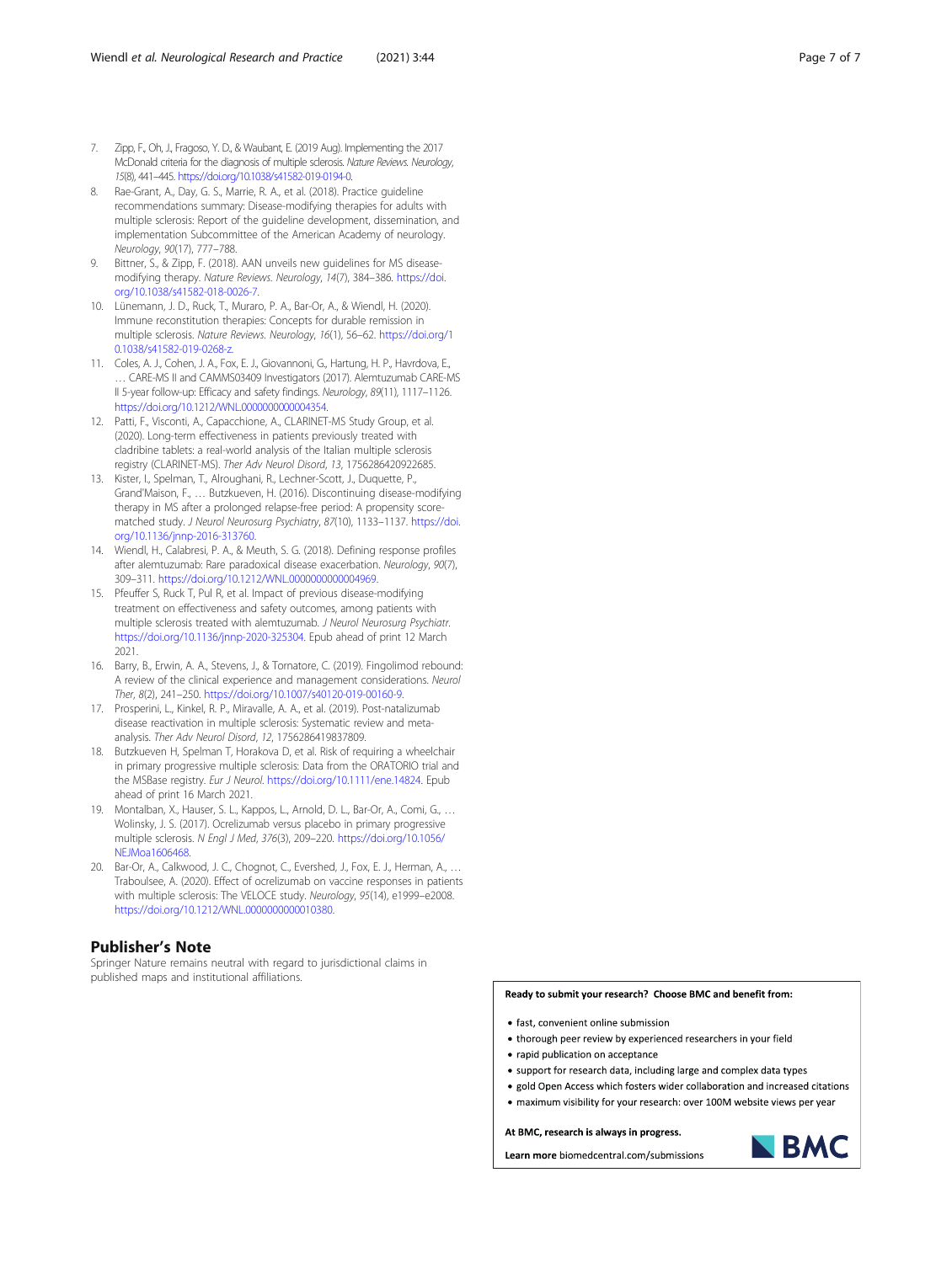7. Zipp, F., Oh, J., Fragoso, Y. D., & Waubant, E. (2019 Aug). Implementing the 2017 McDonald criteria for the diagnosis of multiple sclerosis. *Nature Reviews. Neurology, 15*(8), 441–445. https://doi.org/10.1038/s41582-019-0194-0.
8. Rae-Grant, A., Day, G. S., Marrie, R. A., et al. (2018). Practice guideline recommendations summary: Disease-modifying therapies for adults with multiple sclerosis: Report of the guideline development, dissemination, and implementation Subcommittee of the American Academy of neurology. *Neurology, 90*(17), 777–788.
9. Bittner, S., & Zipp, F. (2018). AAN unveils new guidelines for MS disease-modifying therapy. *Nature Reviews. Neurology, 14*(7), 384–386. https://doi.org/10.1038/s41582-018-0026-7.
10. Lünemann, J. D., Ruck, T., Muraro, P. A., Bar-Or, A., & Wiendl, H. (2020). Immune reconstitution therapies: Concepts for durable remission in multiple sclerosis. *Nature Reviews. Neurology, 16*(1), 56–62. https://doi.org/10.1038/s41582-019-0268-z.
11. Coles, A. J., Cohen, J. A., Fox, E. J., Giovannoni, G., Hartung, H. P., Havrdova, E., … CARE-MS II and CAMMS03409 Investigators (2017). Alemtuzumab CARE-MS II 5-year follow-up: Efficacy and safety findings. *Neurology, 89*(11), 1117–1126. https://doi.org/10.1212/WNL.0000000000004354.
12. Patti, F., Visconti, A., Capacchione, A., CLARINET-MS Study Group, et al. (2020). Long-term effectiveness in patients previously treated with cladribine tablets: a real-world analysis of the Italian multiple sclerosis registry (CLARINET-MS). *Ther Adv Neurol Disord, 13*, 1756286420922685.
13. Kister, I., Spelman, T., Alroughani, R., Lechner-Scott, J., Duquette, P., Grand'Maison, F., … Butzkueven, H. (2016). Discontinuing disease-modifying therapy in MS after a prolonged relapse-free period: A propensity score-matched study. *J Neurol Neurosurg Psychiatry, 87*(10), 1133–1137. https://doi.org/10.1136/jnnp-2016-313760.
14. Wiendl, H., Calabresi, P. A., & Meuth, S. G. (2018). Defining response profiles after alemtuzumab: Rare paradoxical disease exacerbation. *Neurology, 90*(7), 309–311. https://doi.org/10.1212/WNL.0000000000004969.
15. Pfeuffer S, Ruck T, Pul R, et al. Impact of previous disease-modifying treatment on effectiveness and safety outcomes, among patients with multiple sclerosis treated with alemtuzumab. *J Neurol Neurosurg Psychiatr.* https://doi.org/10.1136/jnnp-2020-325304. Epub ahead of print 12 March 2021.
16. Barry, B., Erwin, A. A., Stevens, J., & Tornatore, C. (2019). Fingolimod rebound: A review of the clinical experience and management considerations. *Neurol Ther, 8*(2), 241–250. https://doi.org/10.1007/s40120-019-00160-9.
17. Prosperini, L., Kinkel, R. P., Miravalle, A. A., et al. (2019). Post-natalizumab disease reactivation in multiple sclerosis: Systematic review and meta-analysis. *Ther Adv Neurol Disord, 12*, 1756286419837809.
18. Butzkueven H, Spelman T, Horakova D et al. Risk of requiring a wheelchair in primary progressive multiple sclerosis: Data from the ORATORIO trial and the MSBase registry. *Eur J Neurol.* https://doi.org/10.1111/ene.14824. Epub ahead of print 16 March 2021.
19. Montalban, X., Hauser, S. L., Kappos, L., Arnold, D. L., Bar-Or, A., Comi, G., … Wolinsky, J. S. (2017). Ocrelizumab versus placebo in primary progressive multiple sclerosis. *N Engl J Med, 376*(3), 209–220. https://doi.org/10.1056/NEJMoa1606468.
20. Bar-Or, A., Calkwood, J. C., Chognot, C., Evershed, J., Fox, E. J., Herman, A., … Traboulsee, A. (2020). Effect of ocrelizumab on vaccine responses in patients with multiple sclerosis: The VELOCE study. *Neurology, 95*(14), e1999–e2008. https://doi.org/10.1212/WNL.0000000000010380.

## Publisher's Note

Springer Nature remains neutral with regard to jurisdictional claims in published maps and institutional affiliations.

**Ready to submit your research? Choose BMC and benefit from:**

- fast, convenient online submission
- thorough peer review by experienced researchers in your field
- rapid publication on acceptance
- support for research data, including large and complex data types
- gold Open Access which fosters wider collaboration and increased citations
- maximum visibility for your research: over 100M website views per year

**At BMC, research is always in progress.**

**Learn more** biomedcentral.com/submissions

BMC